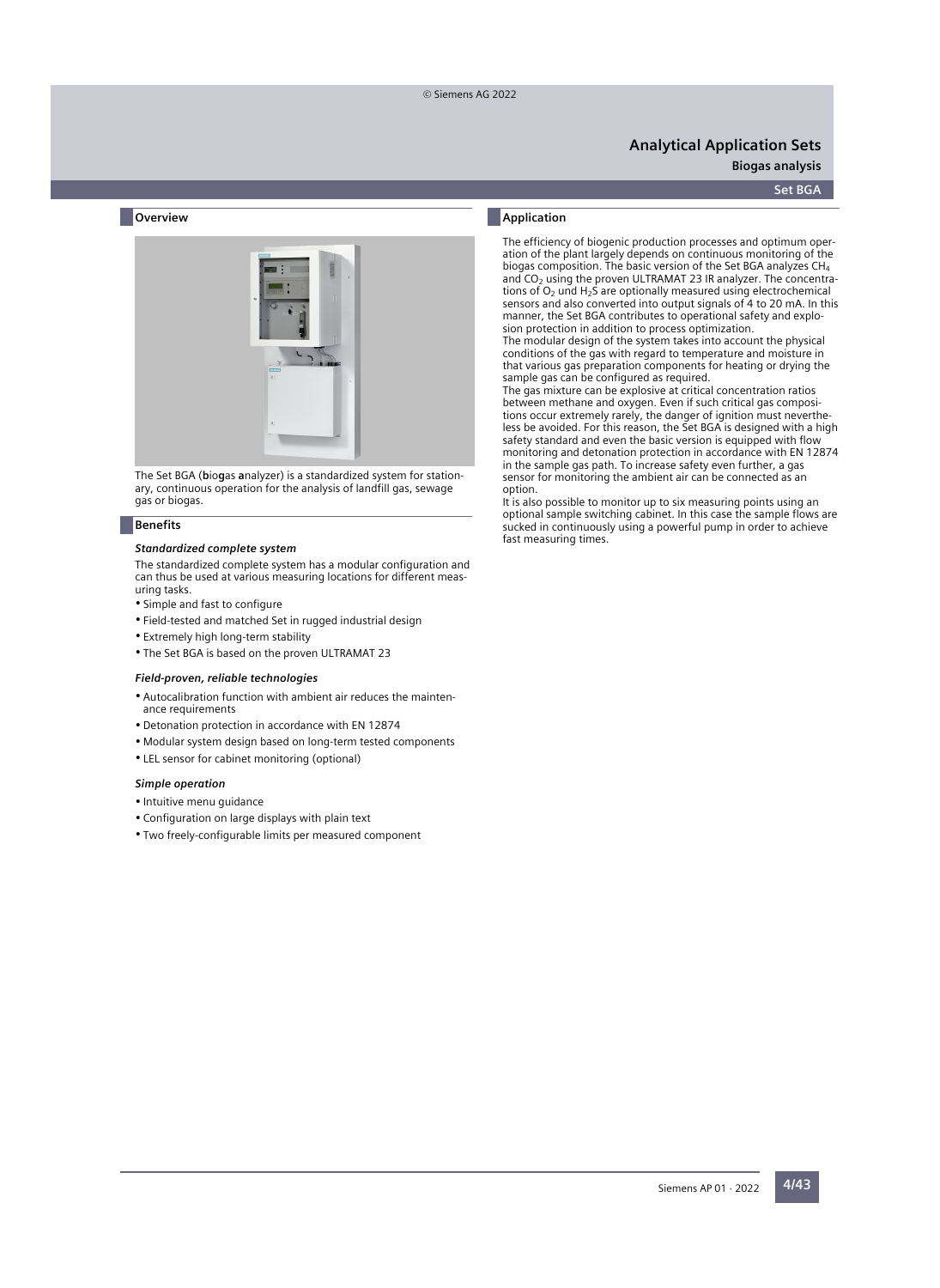# Analytical Application Sets

## Biogas analysis

## Set BGA

### Overview

The Set BGA (**b**io**g**as **a**nalyzer) is a standardized system for stationary, continuous operation for the analysis of landfill gas, sewage gas or biogas.

### Benefits

***Standardized complete system***

The standardized complete system has a modular configuration and can thus be used at various measuring locations for different measuring tasks.

- Simple and fast to configure
- Field-tested and matched Set in rugged industrial design
- Extremely high long-term stability
- The Set BGA is based on the proven ULTRAMAT 23

***Field-proven, reliable technologies***

- Autocalibration function with ambient air reduces the maintenance requirements
- Detonation protection in accordance with EN 12874
- Modular system design based on long-term tested components
- LEL sensor for cabinet monitoring (optional)

***Simple operation***

- Intuitive menu guidance
- Configuration on large displays with plain text
- Two freely-configurable limits per measured component

### Application

The efficiency of biogenic production processes and optimum operation of the plant largely depends on continuous monitoring of the biogas composition. The basic version of the Set BGA analyzes $CH_4$ and $CO_2$ using the proven ULTRAMAT 23 IR analyzer. The concentrations of $O_2$ und $H_2S$ are optionally measured using electrochemical sensors and also converted into output signals of 4 to 20 mA. In this manner, the Set BGA contributes to operational safety and explosion protection in addition to process optimization.

The modular design of the system takes into account the physical conditions of the gas with regard to temperature and moisture in that various gas preparation components for heating or drying the sample gas can be configured as required.

The gas mixture can be explosive at critical concentration ratios between methane and oxygen. Even if such critical gas compositions occur extremely rarely, the danger of ignition must nevertheless be avoided. For this reason, the Set BGA is designed with a high safety standard and even the basic version is equipped with flow monitoring and detonation protection in accordance with EN 12874 in the sample gas path. To increase safety even further, a gas sensor for monitoring the ambient air can be connected as an option.

It is also possible to monitor up to six measuring points using an optional sample switching cabinet. In this case the sample flows are sucked in continuously using a powerful pump in order to achieve fast measuring times.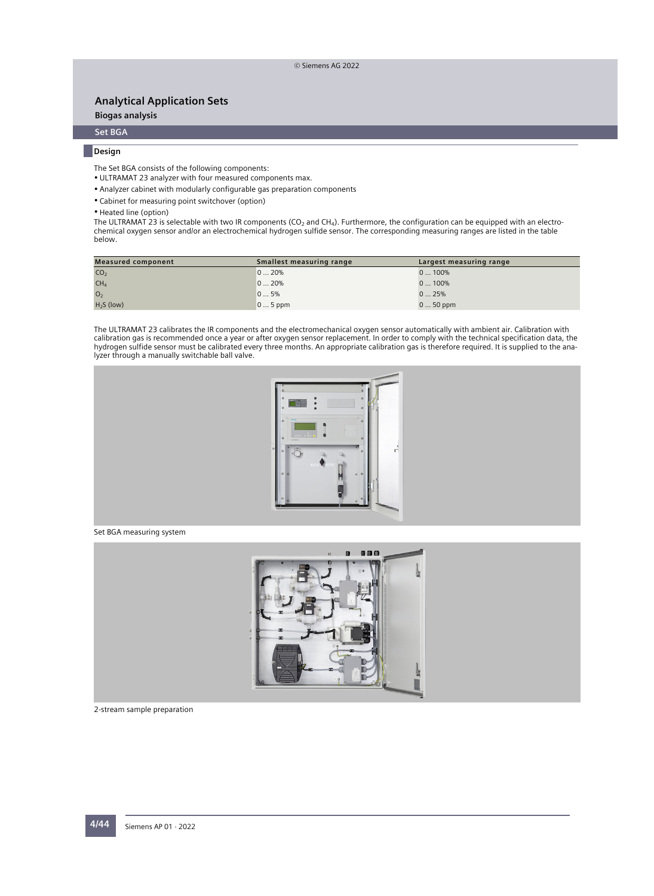# Analytical Application Sets

## Biogas analysis

### Set BGA

#### Design

The Set BGA consists of the following components:

- ULTRAMAT 23 analyzer with four measured components max.
- Analyzer cabinet with modularly configurable gas preparation components
- Cabinet for measuring point switchover (option)
- Heated line (option)

The ULTRAMAT 23 is selectable with two IR components ($CO_2$ and $CH_4$). Furthermore, the configuration can be equipped with an electrochemical oxygen sensor and/or an electrochemical hydrogen sulfide sensor. The corresponding measuring ranges are listed in the table below.

| Measured component | Smallest measuring range | Largest measuring range |
| --- | --- | --- |
| $CO_2$ | 0 ... 20% | 0 ... 100% |
| $CH_4$ | 0 ... 20% | 0 ... 100% |
| $O_2$ | 0 ... 5% | 0 ... 25% |
| $H_2S$ (low) | 0 ... 5 ppm | 0 ... 50 ppm |

The ULTRAMAT 23 calibrates the IR components and the electromechanical oxygen sensor automatically with ambient air. Calibration with calibration gas is recommended once a year or after oxygen sensor replacement. In order to comply with the technical specification data, the hydrogen sulfide sensor must be calibrated every three months. An appropriate calibration gas is therefore required. It is supplied to the analyzer through a manually switchable ball valve.

Set BGA measuring system

2-stream sample preparation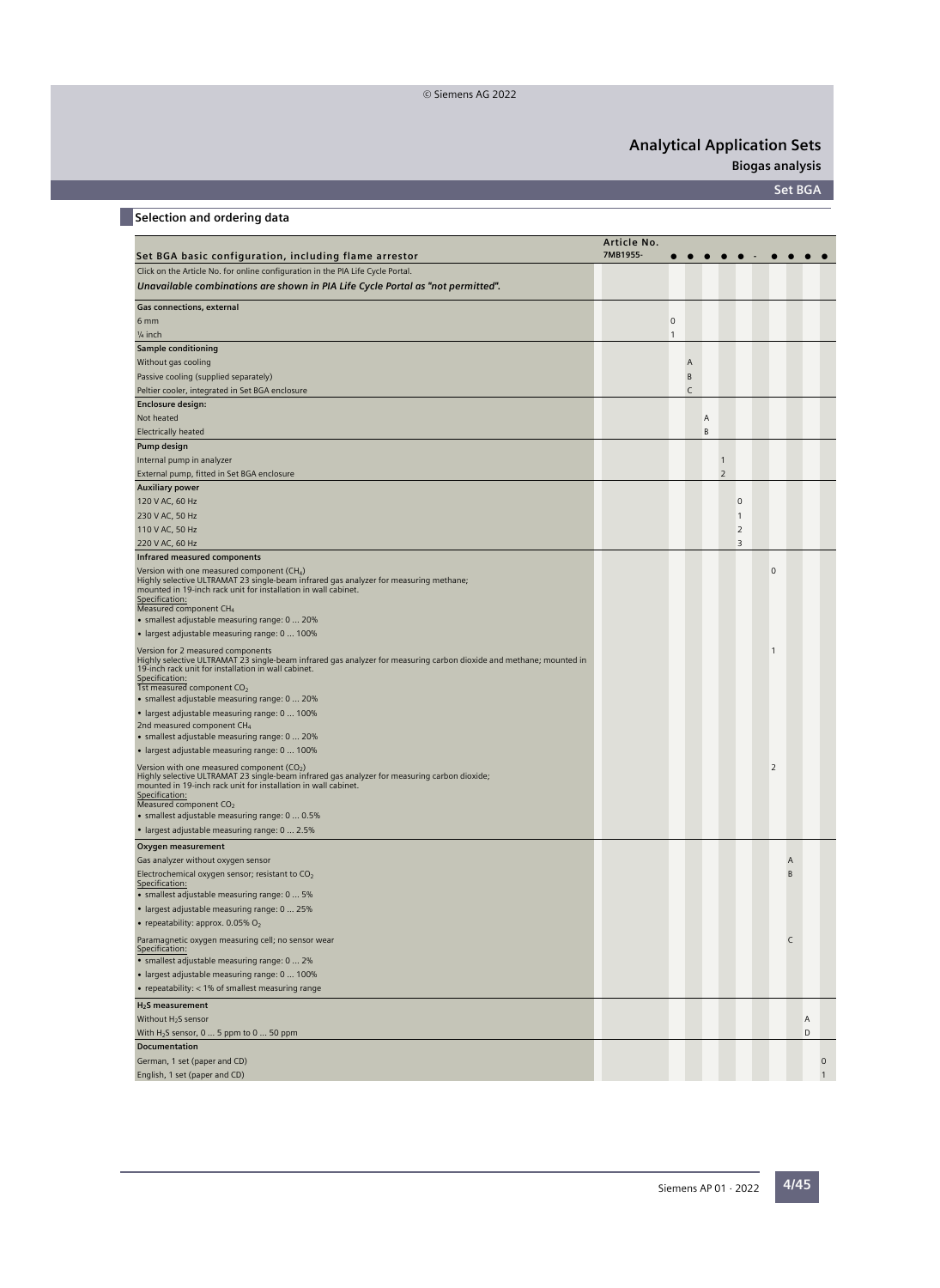# Analytical Application Sets

## Biogas analysis

### Set BGA

#### Selection and ordering data

| Set BGA basic configuration, including flame arrestor | Article No. 7MB1955- | ● | ● | ● | ● | ● | - | ● | ● | ● | ● |
|---|---|---|---|---|---|---|---|---|---|---|---|
| Click on the Article No. for online configuration in the PIA Life Cycle Portal. | | | | | | | | | | | |
| ***Unavailable combinations are shown in PIA Life Cycle Portal as "not permitted".*** | | | | | | | | | | | |
| **Gas connections, external** | | | | | | | | | | | |
| 6 mm | | 0 | | | | | | | | | |
| ¼ inch | | 1 | | | | | | | | | |
| **Sample conditioning** | | | | | | | | | | | |
| Without gas cooling | | | A | | | | | | | | |
| Passive cooling (supplied separately) | | | B | | | | | | | | |
| Peltier cooler, integrated in Set BGA enclosure | | | C | | | | | | | | |
| **Enclosure design:** | | | | | | | | | | | |
| Not heated | | | | A | | | | | | | |
| Electrically heated | | | | B | | | | | | | |
| **Pump design** | | | | | | | | | | | |
| Internal pump in analyzer | | | | | 1 | | | | | | |
| External pump, fitted in Set BGA enclosure | | | | | 2 | | | | | | |
| **Auxiliary power** | | | | | | | | | | | |
| 120 V AC, 60 Hz | | | | | | 0 | | | | | |
| 230 V AC, 50 Hz | | | | | | 1 | | | | | |
| 110 V AC, 50 Hz | | | | | | 2 | | | | | |
| 220 V AC, 60 Hz | | | | | | 3 | | | | | |
| **Infrared measured components** | | | | | | | | | | | |
| Version with one measured component ($CH_4$)<br>Highly selective ULTRAMAT 23 single-beam infrared gas analyzer for measuring methane; mounted in 19-inch rack unit for installation in wall cabinet.<br>Specification:<br>Measured component $CH_4$<br>• smallest adjustable measuring range: 0 ... 20%<br>• largest adjustable measuring range: 0 ... 100% | | | | | | | | 0 | | | |
| Version for 2 measured components<br>Highly selective ULTRAMAT 23 single-beam infrared gas analyzer for measuring carbon dioxide and methane; mounted in 19-inch rack unit for installation in wall cabinet.<br>Specification:<br>1st measured component $CO_2$<br>• smallest adjustable measuring range: 0 ... 20%<br>• largest adjustable measuring range: 0 ... 100%<br>2nd measured component $CH_4$<br>• smallest adjustable measuring range: 0 ... 20%<br>• largest adjustable measuring range: 0 ... 100% | | | | | | | | 1 | | | |
| Version with one measured component ($CO_2$)<br>Highly selective ULTRAMAT 23 single-beam infrared gas analyzer for measuring carbon dioxide; mounted in 19-inch rack unit for installation in wall cabinet.<br>Specification:<br>Measured component $CO_2$<br>• smallest adjustable measuring range: 0 ... 0.5%<br>• largest adjustable measuring range: 0 ... 2.5% | | | | | | | | 2 | | | |
| **Oxygen measurement** | | | | | | | | | | | |
| Gas analyzer without oxygen sensor | | | | | | | | | A | | |
| Electrochemical oxygen sensor; resistant to $CO_2$<br>Specification:<br>• smallest adjustable measuring range: 0 ... 5%<br>• largest adjustable measuring range: 0 ... 25%<br>• repeatability: approx. 0.05% $O_2$ | | | | | | | | | B | | |
| Paramagnetic oxygen measuring cell; no sensor wear<br>Specification:<br>• smallest adjustable measuring range: 0 ... 2%<br>• largest adjustable measuring range: 0 ... 100%<br>• repeatability: < 1% of smallest measuring range | | | | | | | | | C | | |
| **$H_2S$ measurement** | | | | | | | | | | | |
| Without $H_2S$ sensor | | | | | | | | | | A | |
| With $H_2S$ sensor, 0 ... 5 ppm to 0 ... 50 ppm | | | | | | | | | | D | |
| **Documentation** | | | | | | | | | | | |
| German, 1 set (paper and CD) | | | | | | | | | | | 0 |
| English, 1 set (paper and CD) | | | | | | | | | | | 1 |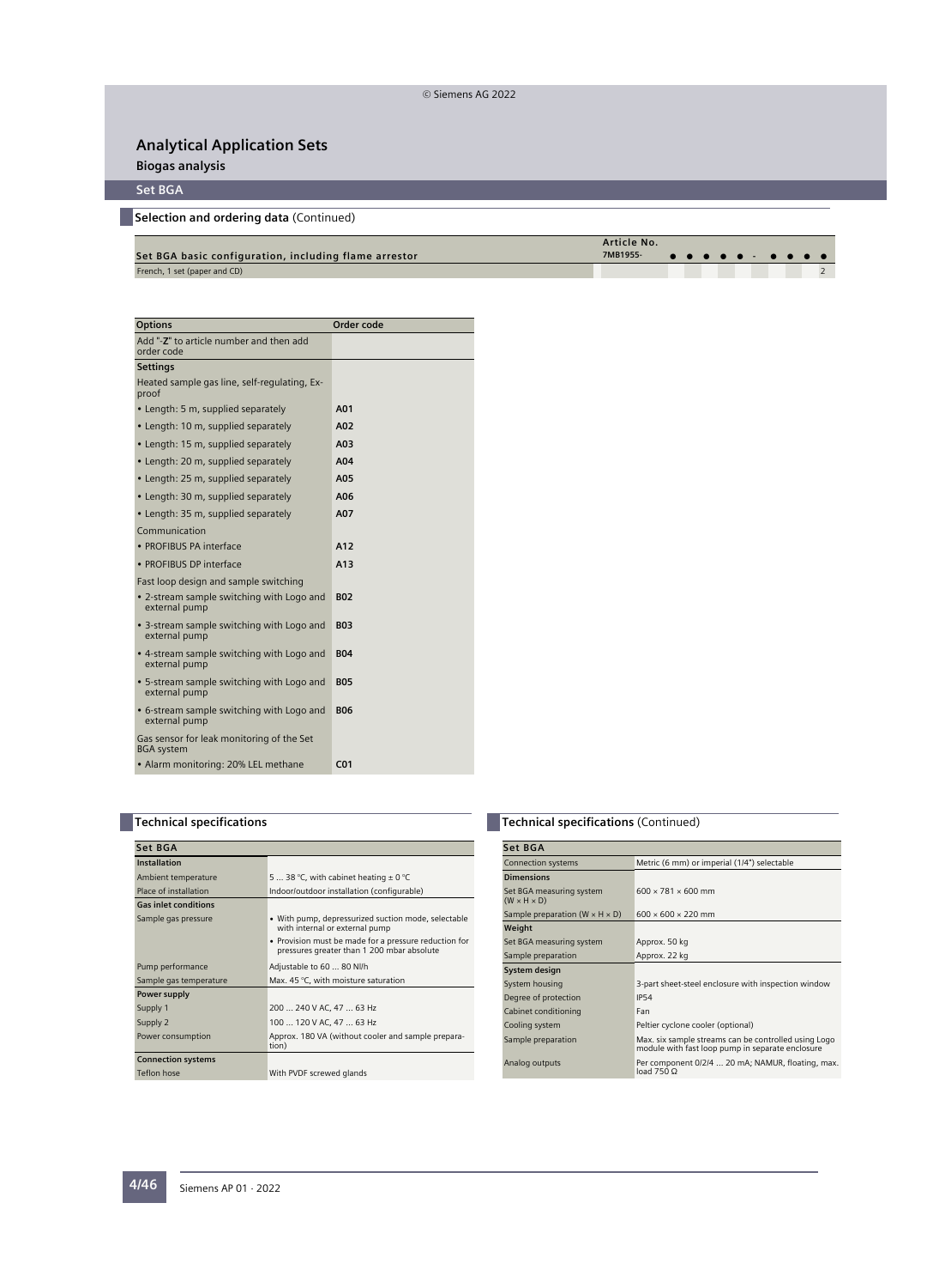# Analytical Application Sets

## Biogas analysis

### Set BGA

#### Selection and ordering data (Continued)

| Set BGA basic configuration, including flame arrestor | Article No. 7MB1955- ● ● ● ● ● - ● ● ● ● |
| --- | --- |
| French, 1 set (paper and CD) | 2 |

| Options | Order code |
| --- | --- |
| Add "-Z" to article number and then add order code | |
| **Settings** | |
| Heated sample gas line, self-regulating, Ex-proof | |
| • Length: 5 m, supplied separately | A01 |
| • Length: 10 m, supplied separately | A02 |
| • Length: 15 m, supplied separately | A03 |
| • Length: 20 m, supplied separately | A04 |
| • Length: 25 m, supplied separately | A05 |
| • Length: 30 m, supplied separately | A06 |
| • Length: 35 m, supplied separately | A07 |
| Communication | |
| • PROFIBUS PA interface | A12 |
| • PROFIBUS DP interface | A13 |
| Fast loop design and sample switching | |
| • 2-stream sample switching with Logo and external pump | B02 |
| • 3-stream sample switching with Logo and external pump | B03 |
| • 4-stream sample switching with Logo and external pump | B04 |
| • 5-stream sample switching with Logo and external pump | B05 |
| • 6-stream sample switching with Logo and external pump | B06 |
| Gas sensor for leak monitoring of the Set BGA system | |
| • Alarm monitoring: 20% LEL methane | C01 |

#### Technical specifications

| Set BGA | |
| --- | --- |
| **Installation** | |
| Ambient temperature | 5 ... 38 °C, with cabinet heating ± 0 °C |
| Place of installation | Indoor/outdoor installation (configurable) |
| **Gas inlet conditions** | |
| Sample gas pressure | • With pump, depressurized suction mode, selectable with internal or external pump<br>• Provision must be made for a pressure reduction for pressures greater than 1 200 mbar absolute |
| Pump performance | Adjustable to 60 ... 80 Nl/h |
| Sample gas temperature | Max. 45 °C, with moisture saturation |
| **Power supply** | |
| Supply 1 | 200 ... 240 V AC, 47 ... 63 Hz |
| Supply 2 | 100 ... 120 V AC, 47 ... 63 Hz |
| Power consumption | Approx. 180 VA (without cooler and sample preparation) |
| **Connection systems** | |
| Teflon hose | With PVDF screwed glands |

#### Technical specifications (Continued)

| Set BGA | |
| --- | --- |
| Connection systems | Metric (6 mm) or imperial (1/4") selectable |
| **Dimensions** | |
| Set BGA measuring system (W × H × D) | 600 × 781 × 600 mm |
| Sample preparation (W × H × D) | 600 × 600 × 220 mm |
| **Weight** | |
| Set BGA measuring system | Approx. 50 kg |
| Sample preparation | Approx. 22 kg |
| **System design** | |
| System housing | 3-part sheet-steel enclosure with inspection window |
| Degree of protection | IP54 |
| Cabinet conditioning | Fan |
| Cooling system | Peltier cyclone cooler (optional) |
| Sample preparation | Max. six sample streams can be controlled using Logo module with fast loop pump in separate enclosure |
| Analog outputs | Per component 0/2/4 ... 20 mA; NAMUR, floating, max. load 750 Ω |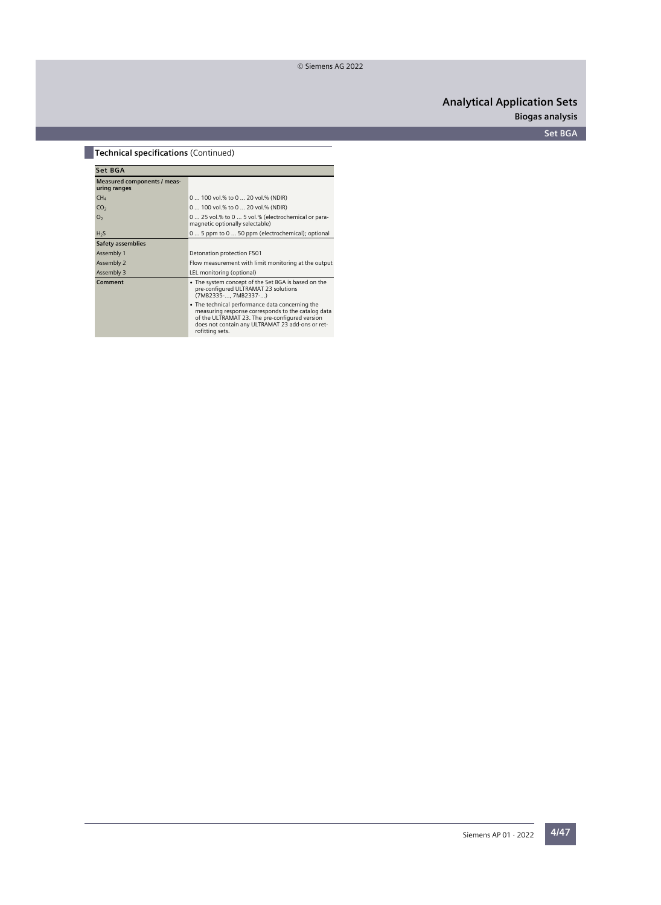## Technical specifications (Continued)

| Set BGA | |
|---|---|
| **Measured components / measuring ranges** | |
| $CH_4$ | 0 ... 100 vol.% to 0 ... 20 vol.% (NDIR) |
| $CO_2$ | 0 ... 100 vol.% to 0 ... 20 vol.% (NDIR) |
| $O_2$ | 0 ... 25 vol.% to 0 ... 5 vol.% (electrochemical or paramagnetic optionally selectable) |
| $H_2S$ | 0 ... 5 ppm to 0 ... 50 ppm (electrochemical); optional |
| **Safety assemblies** | |
| Assembly 1 | Detonation protection F501 |
| Assembly 2 | Flow measurement with limit monitoring at the output |
| Assembly 3 | LEL monitoring (optional) |
| **Comment** | • The system concept of the Set BGA is based on the pre-configured ULTRAMAT 23 solutions (7MB2335-..., 7MB2337-...)<br>• The technical performance data concerning the measuring response corresponds to the catalog data of the ULTRAMAT 23. The pre-configured version does not contain any ULTRAMAT 23 add-ons or retrofitting sets. |